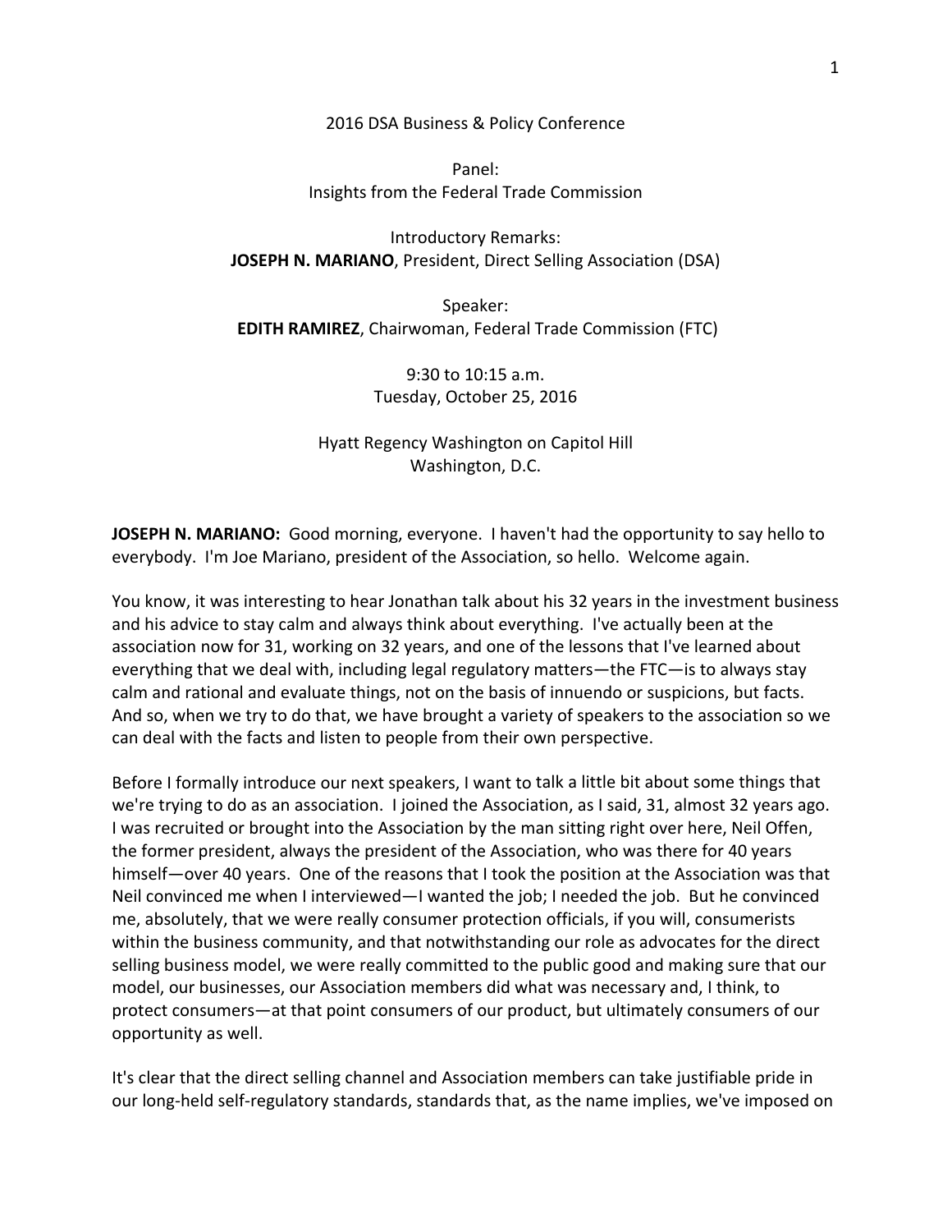2016 DSA Business & Policy Conference

Panel:
Insights from the Federal Trade Commission

Introductory Remarks:
**JOSEPH N. MARIANO**, President, Direct Selling Association (DSA)

Speaker:
**EDITH RAMIREZ**, Chairwoman, Federal Trade Commission (FTC)

9:30 to 10:15 a.m.
Tuesday, October 25, 2016

Hyatt Regency Washington on Capitol Hill
Washington, D.C.

**JOSEPH N. MARIANO:** Good morning, everyone. I haven't had the opportunity to say hello to everybody. I'm Joe Mariano, president of the Association, so hello. Welcome again.

You know, it was interesting to hear Jonathan talk about his 32 years in the investment business and his advice to stay calm and always think about everything. I've actually been at the association now for 31, working on 32 years, and one of the lessons that I've learned about everything that we deal with, including legal regulatory matters—the FTC—is to always stay calm and rational and evaluate things, not on the basis of innuendo or suspicions, but facts. And so, when we try to do that, we have brought a variety of speakers to the association so we can deal with the facts and listen to people from their own perspective.

Before I formally introduce our next speakers, I want to talk a little bit about some things that we're trying to do as an association. I joined the Association, as I said, 31, almost 32 years ago. I was recruited or brought into the Association by the man sitting right over here, Neil Offen, the former president, always the president of the Association, who was there for 40 years himself—over 40 years. One of the reasons that I took the position at the Association was that Neil convinced me when I interviewed—I wanted the job; I needed the job. But he convinced me, absolutely, that we were really consumer protection officials, if you will, consumerists within the business community, and that notwithstanding our role as advocates for the direct selling business model, we were really committed to the public good and making sure that our model, our businesses, our Association members did what was necessary and, I think, to protect consumers—at that point consumers of our product, but ultimately consumers of our opportunity as well.

It's clear that the direct selling channel and Association members can take justifiable pride in our long-held self-regulatory standards, standards that, as the name implies, we've imposed on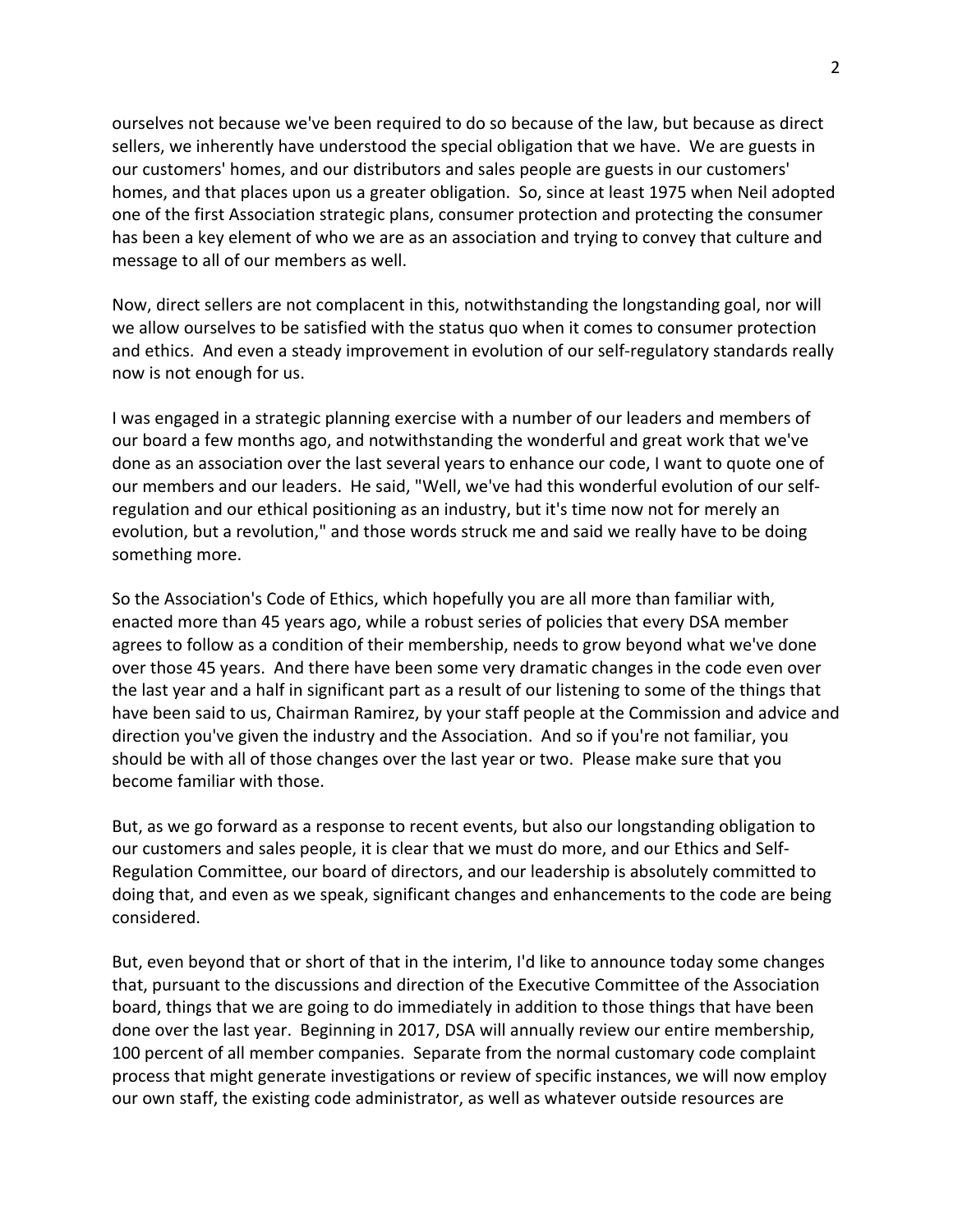ourselves not because we've been required to do so because of the law, but because as direct sellers, we inherently have understood the special obligation that we have. We are guests in our customers' homes, and our distributors and sales people are guests in our customers' homes, and that places upon us a greater obligation. So, since at least 1975 when Neil adopted one of the first Association strategic plans, consumer protection and protecting the consumer has been a key element of who we are as an association and trying to convey that culture and message to all of our members as well.

Now, direct sellers are not complacent in this, notwithstanding the longstanding goal, nor will we allow ourselves to be satisfied with the status quo when it comes to consumer protection and ethics. And even a steady improvement in evolution of our self-regulatory standards really now is not enough for us.

I was engaged in a strategic planning exercise with a number of our leaders and members of our board a few months ago, and notwithstanding the wonderful and great work that we've done as an association over the last several years to enhance our code, I want to quote one of our members and our leaders. He said, "Well, we've had this wonderful evolution of our self-regulation and our ethical positioning as an industry, but it's time now not for merely an evolution, but a revolution," and those words struck me and said we really have to be doing something more.

So the Association's Code of Ethics, which hopefully you are all more than familiar with, enacted more than 45 years ago, while a robust series of policies that every DSA member agrees to follow as a condition of their membership, needs to grow beyond what we've done over those 45 years. And there have been some very dramatic changes in the code even over the last year and a half in significant part as a result of our listening to some of the things that have been said to us, Chairman Ramirez, by your staff people at the Commission and advice and direction you've given the industry and the Association. And so if you're not familiar, you should be with all of those changes over the last year or two. Please make sure that you become familiar with those.

But, as we go forward as a response to recent events, but also our longstanding obligation to our customers and sales people, it is clear that we must do more, and our Ethics and Self-Regulation Committee, our board of directors, and our leadership is absolutely committed to doing that, and even as we speak, significant changes and enhancements to the code are being considered.

But, even beyond that or short of that in the interim, I'd like to announce today some changes that, pursuant to the discussions and direction of the Executive Committee of the Association board, things that we are going to do immediately in addition to those things that have been done over the last year. Beginning in 2017, DSA will annually review our entire membership, 100 percent of all member companies. Separate from the normal customary code complaint process that might generate investigations or review of specific instances, we will now employ our own staff, the existing code administrator, as well as whatever outside resources are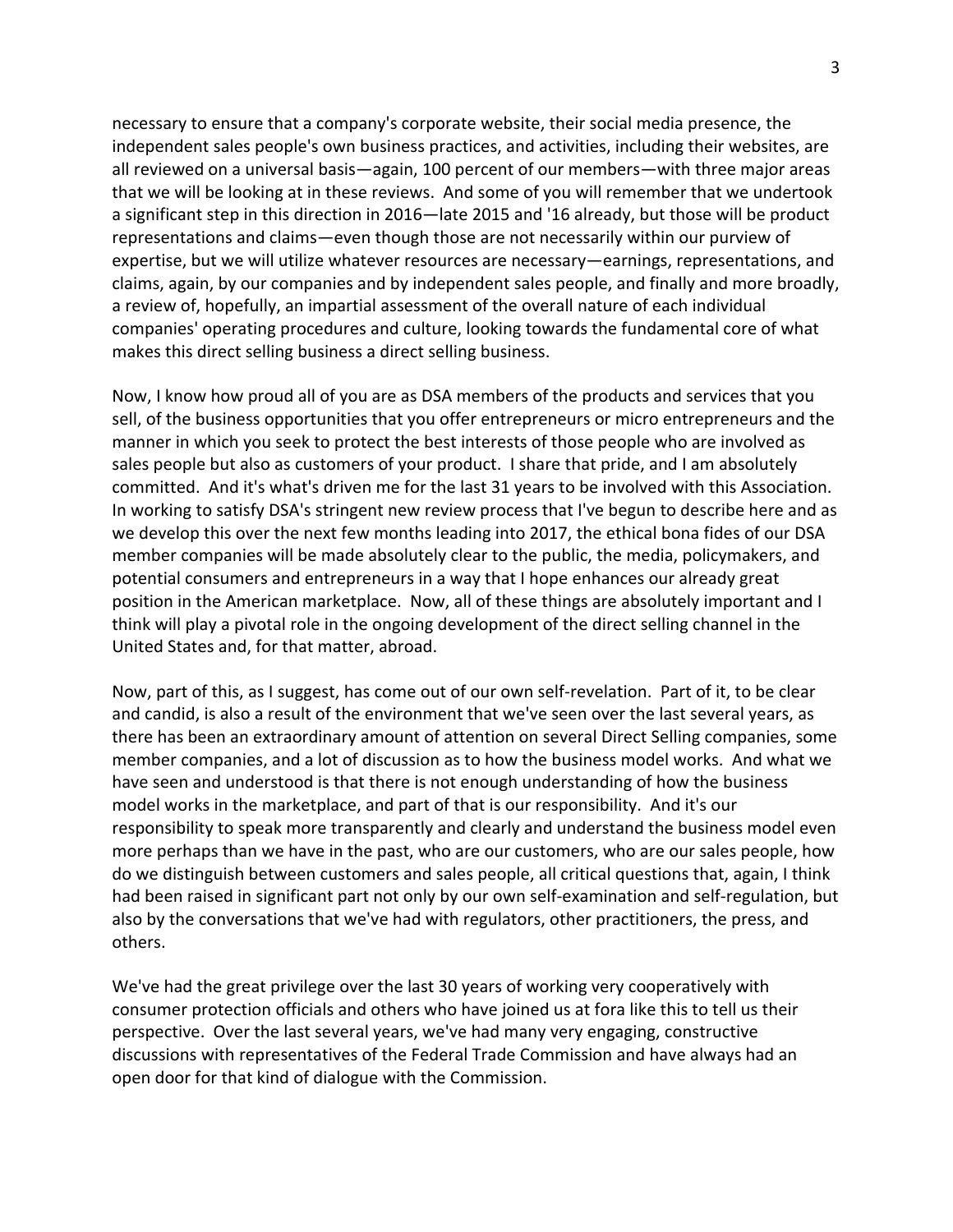necessary to ensure that a company's corporate website, their social media presence, the independent sales people's own business practices, and activities, including their websites, are all reviewed on a universal basis—again, 100 percent of our members—with three major areas that we will be looking at in these reviews. And some of you will remember that we undertook a significant step in this direction in 2016—late 2015 and '16 already, but those will be product representations and claims—even though those are not necessarily within our purview of expertise, but we will utilize whatever resources are necessary—earnings, representations, and claims, again, by our companies and by independent sales people, and finally and more broadly, a review of, hopefully, an impartial assessment of the overall nature of each individual companies' operating procedures and culture, looking towards the fundamental core of what makes this direct selling business a direct selling business.

Now, I know how proud all of you are as DSA members of the products and services that you sell, of the business opportunities that you offer entrepreneurs or micro entrepreneurs and the manner in which you seek to protect the best interests of those people who are involved as sales people but also as customers of your product. I share that pride, and I am absolutely committed. And it's what's driven me for the last 31 years to be involved with this Association. In working to satisfy DSA's stringent new review process that I've begun to describe here and as we develop this over the next few months leading into 2017, the ethical bona fides of our DSA member companies will be made absolutely clear to the public, the media, policymakers, and potential consumers and entrepreneurs in a way that I hope enhances our already great position in the American marketplace. Now, all of these things are absolutely important and I think will play a pivotal role in the ongoing development of the direct selling channel in the United States and, for that matter, abroad.

Now, part of this, as I suggest, has come out of our own self-revelation. Part of it, to be clear and candid, is also a result of the environment that we've seen over the last several years, as there has been an extraordinary amount of attention on several Direct Selling companies, some member companies, and a lot of discussion as to how the business model works. And what we have seen and understood is that there is not enough understanding of how the business model works in the marketplace, and part of that is our responsibility. And it's our responsibility to speak more transparently and clearly and understand the business model even more perhaps than we have in the past, who are our customers, who are our sales people, how do we distinguish between customers and sales people, all critical questions that, again, I think had been raised in significant part not only by our own self-examination and self-regulation, but also by the conversations that we've had with regulators, other practitioners, the press, and others.

We've had the great privilege over the last 30 years of working very cooperatively with consumer protection officials and others who have joined us at fora like this to tell us their perspective. Over the last several years, we've had many very engaging, constructive discussions with representatives of the Federal Trade Commission and have always had an open door for that kind of dialogue with the Commission.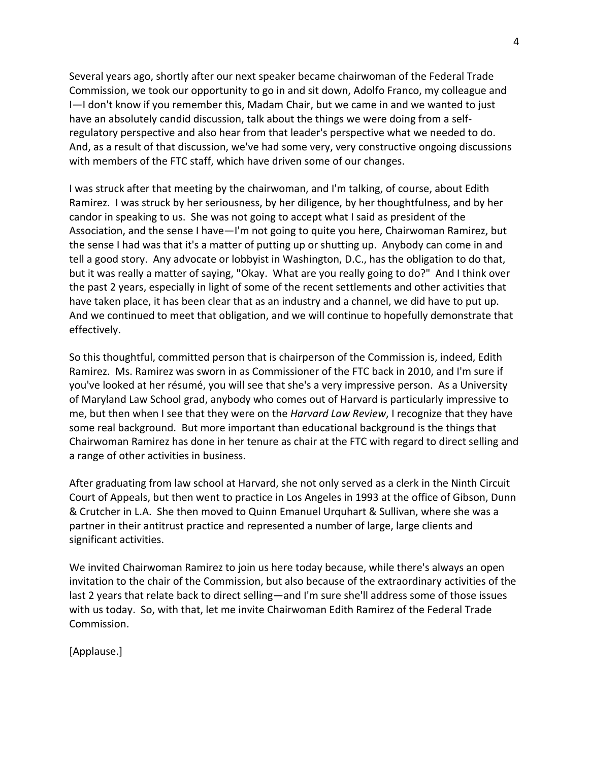Several years ago, shortly after our next speaker became chairwoman of the Federal Trade Commission, we took our opportunity to go in and sit down, Adolfo Franco, my colleague and I—I don't know if you remember this, Madam Chair, but we came in and we wanted to just have an absolutely candid discussion, talk about the things we were doing from a self-regulatory perspective and also hear from that leader's perspective what we needed to do. And, as a result of that discussion, we've had some very, very constructive ongoing discussions with members of the FTC staff, which have driven some of our changes.

I was struck after that meeting by the chairwoman, and I'm talking, of course, about Edith Ramirez. I was struck by her seriousness, by her diligence, by her thoughtfulness, and by her candor in speaking to us. She was not going to accept what I said as president of the Association, and the sense I have—I'm not going to quite you here, Chairwoman Ramirez, but the sense I had was that it's a matter of putting up or shutting up. Anybody can come in and tell a good story. Any advocate or lobbyist in Washington, D.C., has the obligation to do that, but it was really a matter of saying, "Okay. What are you really going to do?" And I think over the past 2 years, especially in light of some of the recent settlements and other activities that have taken place, it has been clear that as an industry and a channel, we did have to put up. And we continued to meet that obligation, and we will continue to hopefully demonstrate that effectively.

So this thoughtful, committed person that is chairperson of the Commission is, indeed, Edith Ramirez. Ms. Ramirez was sworn in as Commissioner of the FTC back in 2010, and I'm sure if you've looked at her résumé, you will see that she's a very impressive person. As a University of Maryland Law School grad, anybody who comes out of Harvard is particularly impressive to me, but then when I see that they were on the *Harvard Law Review*, I recognize that they have some real background. But more important than educational background is the things that Chairwoman Ramirez has done in her tenure as chair at the FTC with regard to direct selling and a range of other activities in business.

After graduating from law school at Harvard, she not only served as a clerk in the Ninth Circuit Court of Appeals, but then went to practice in Los Angeles in 1993 at the office of Gibson, Dunn & Crutcher in L.A. She then moved to Quinn Emanuel Urquhart & Sullivan, where she was a partner in their antitrust practice and represented a number of large, large clients and significant activities.

We invited Chairwoman Ramirez to join us here today because, while there's always an open invitation to the chair of the Commission, but also because of the extraordinary activities of the last 2 years that relate back to direct selling—and I'm sure she'll address some of those issues with us today. So, with that, let me invite Chairwoman Edith Ramirez of the Federal Trade Commission.

[Applause.]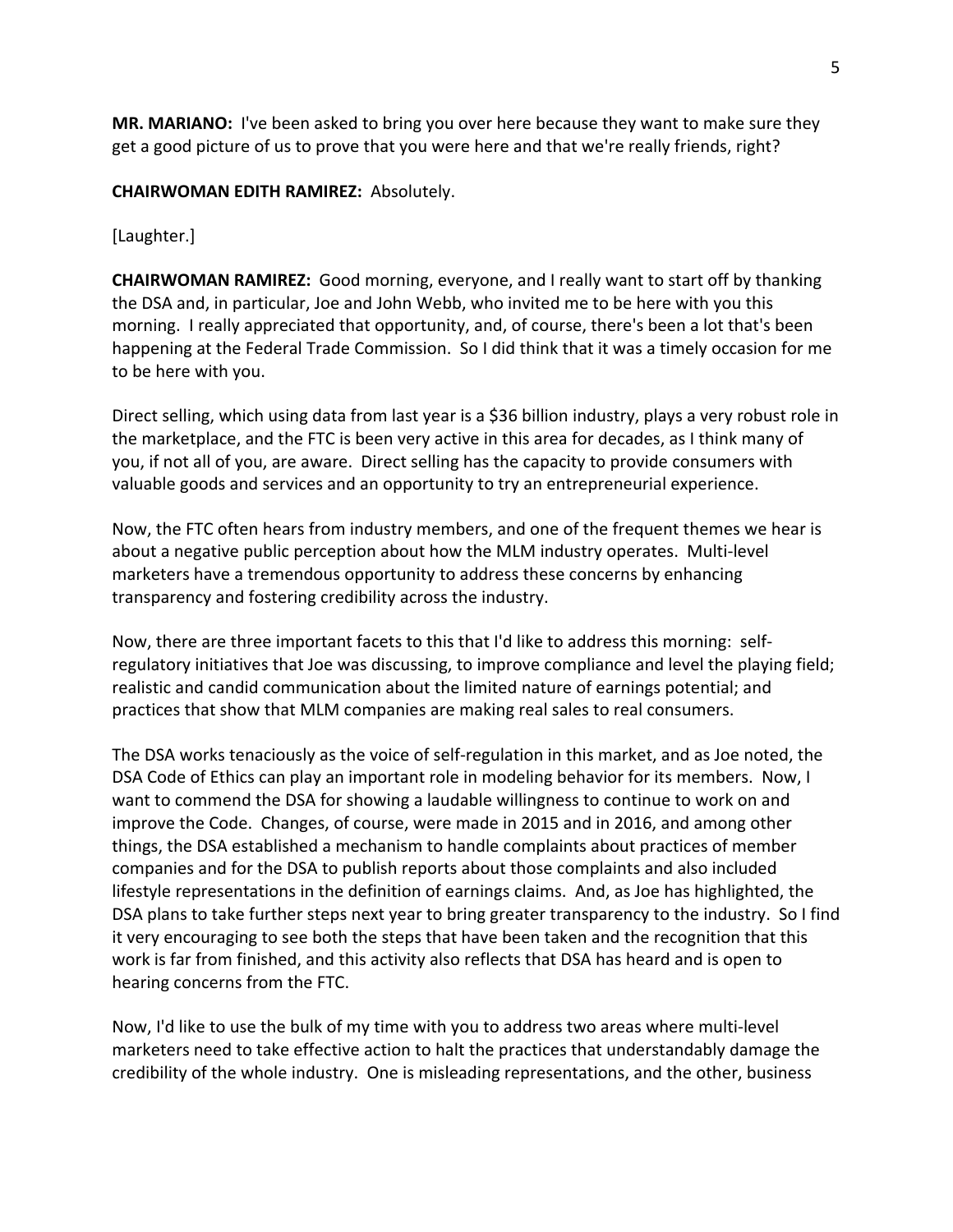**MR. MARIANO:** I've been asked to bring you over here because they want to make sure they get a good picture of us to prove that you were here and that we're really friends, right?

**CHAIRWOMAN EDITH RAMIREZ:** Absolutely.

[Laughter.]

**CHAIRWOMAN RAMIREZ:** Good morning, everyone, and I really want to start off by thanking the DSA and, in particular, Joe and John Webb, who invited me to be here with you this morning. I really appreciated that opportunity, and, of course, there's been a lot that's been happening at the Federal Trade Commission. So I did think that it was a timely occasion for me to be here with you.

Direct selling, which using data from last year is a $36 billion industry, plays a very robust role in the marketplace, and the FTC is been very active in this area for decades, as I think many of you, if not all of you, are aware. Direct selling has the capacity to provide consumers with valuable goods and services and an opportunity to try an entrepreneurial experience.

Now, the FTC often hears from industry members, and one of the frequent themes we hear is about a negative public perception about how the MLM industry operates. Multi-level marketers have a tremendous opportunity to address these concerns by enhancing transparency and fostering credibility across the industry.

Now, there are three important facets to this that I'd like to address this morning: self-regulatory initiatives that Joe was discussing, to improve compliance and level the playing field; realistic and candid communication about the limited nature of earnings potential; and practices that show that MLM companies are making real sales to real consumers.

The DSA works tenaciously as the voice of self-regulation in this market, and as Joe noted, the DSA Code of Ethics can play an important role in modeling behavior for its members. Now, I want to commend the DSA for showing a laudable willingness to continue to work on and improve the Code. Changes, of course, were made in 2015 and in 2016, and among other things, the DSA established a mechanism to handle complaints about practices of member companies and for the DSA to publish reports about those complaints and also included lifestyle representations in the definition of earnings claims. And, as Joe has highlighted, the DSA plans to take further steps next year to bring greater transparency to the industry. So I find it very encouraging to see both the steps that have been taken and the recognition that this work is far from finished, and this activity also reflects that DSA has heard and is open to hearing concerns from the FTC.

Now, I'd like to use the bulk of my time with you to address two areas where multi-level marketers need to take effective action to halt the practices that understandably damage the credibility of the whole industry. One is misleading representations, and the other, business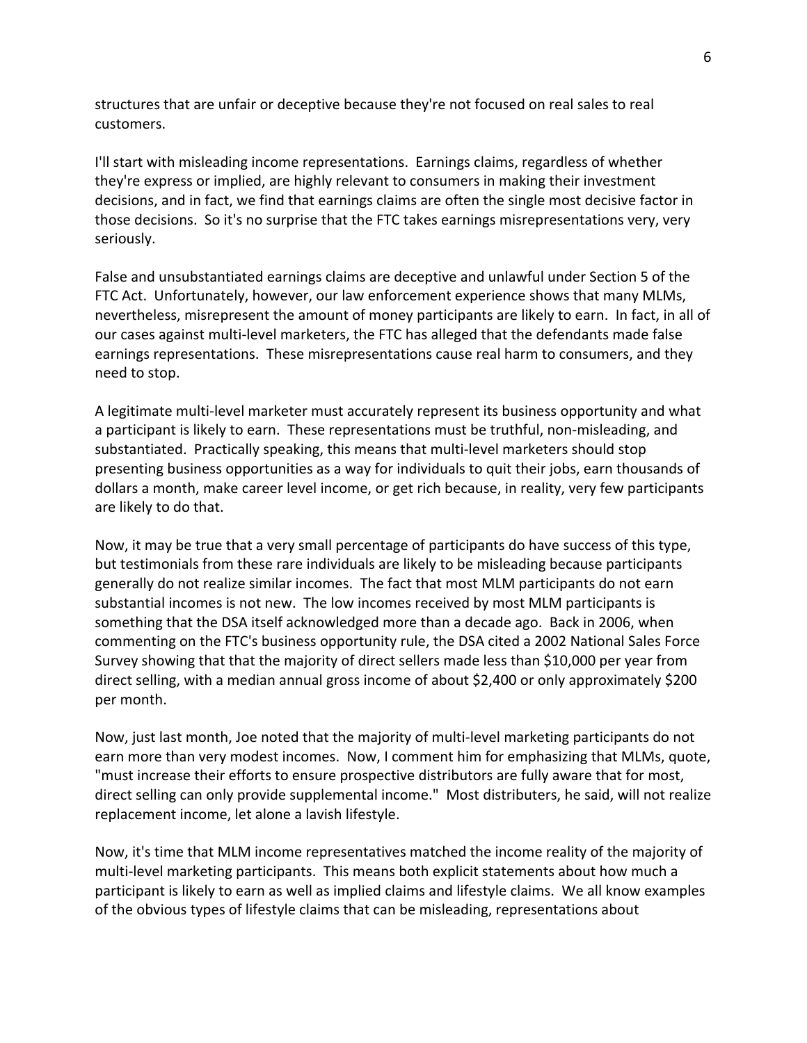structures that are unfair or deceptive because they're not focused on real sales to real customers.

I'll start with misleading income representations. Earnings claims, regardless of whether they're express or implied, are highly relevant to consumers in making their investment decisions, and in fact, we find that earnings claims are often the single most decisive factor in those decisions. So it's no surprise that the FTC takes earnings misrepresentations very, very seriously.

False and unsubstantiated earnings claims are deceptive and unlawful under Section 5 of the FTC Act. Unfortunately, however, our law enforcement experience shows that many MLMs, nevertheless, misrepresent the amount of money participants are likely to earn. In fact, in all of our cases against multi-level marketers, the FTC has alleged that the defendants made false earnings representations. These misrepresentations cause real harm to consumers, and they need to stop.

A legitimate multi-level marketer must accurately represent its business opportunity and what a participant is likely to earn. These representations must be truthful, non-misleading, and substantiated. Practically speaking, this means that multi-level marketers should stop presenting business opportunities as a way for individuals to quit their jobs, earn thousands of dollars a month, make career level income, or get rich because, in reality, very few participants are likely to do that.

Now, it may be true that a very small percentage of participants do have success of this type, but testimonials from these rare individuals are likely to be misleading because participants generally do not realize similar incomes. The fact that most MLM participants do not earn substantial incomes is not new. The low incomes received by most MLM participants is something that the DSA itself acknowledged more than a decade ago. Back in 2006, when commenting on the FTC's business opportunity rule, the DSA cited a 2002 National Sales Force Survey showing that that the majority of direct sellers made less than $10,000 per year from direct selling, with a median annual gross income of about $2,400 or only approximately $200 per month.

Now, just last month, Joe noted that the majority of multi-level marketing participants do not earn more than very modest incomes. Now, I comment him for emphasizing that MLMs, quote, "must increase their efforts to ensure prospective distributors are fully aware that for most, direct selling can only provide supplemental income." Most distributers, he said, will not realize replacement income, let alone a lavish lifestyle.

Now, it's time that MLM income representatives matched the income reality of the majority of multi-level marketing participants. This means both explicit statements about how much a participant is likely to earn as well as implied claims and lifestyle claims. We all know examples of the obvious types of lifestyle claims that can be misleading, representations about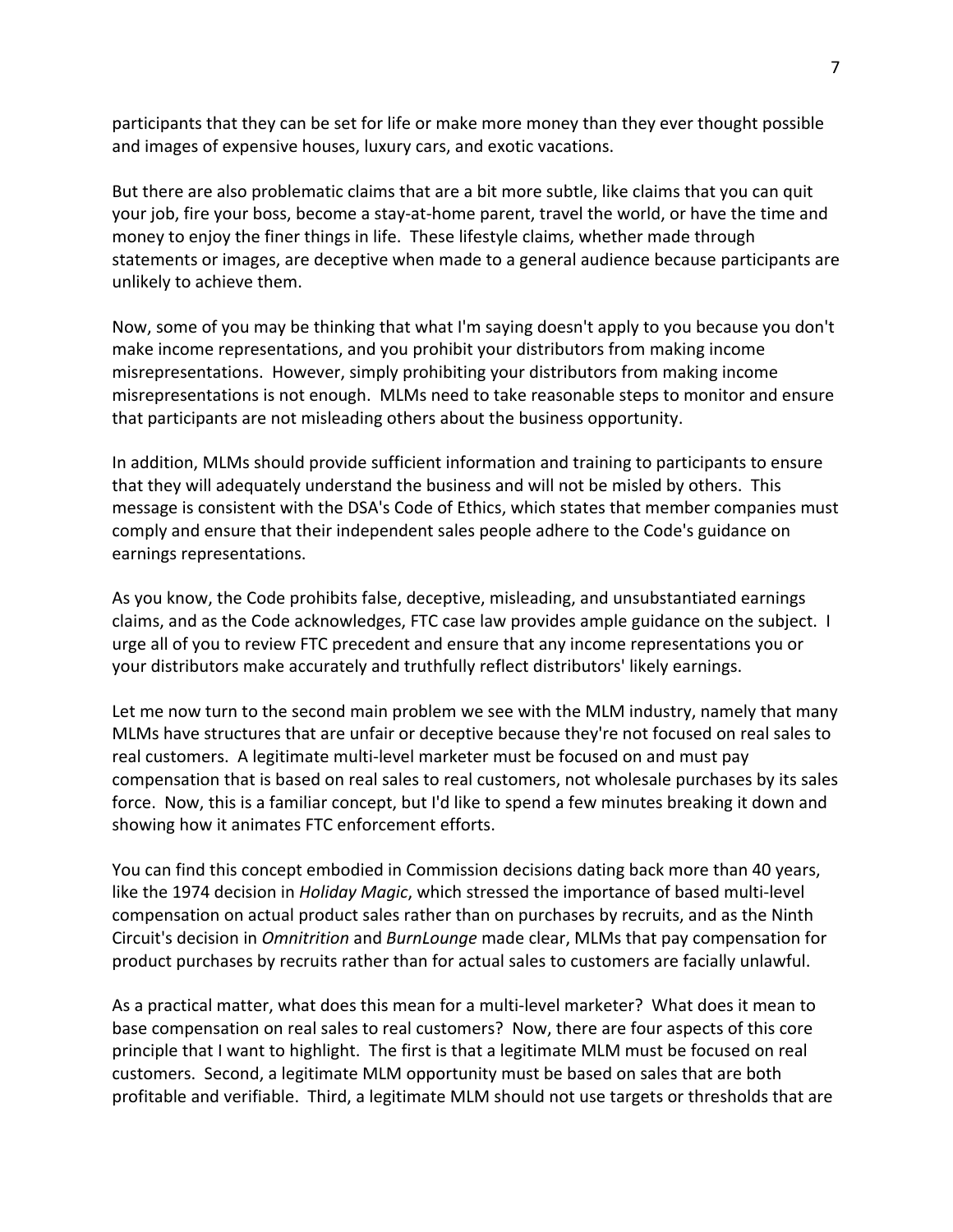participants that they can be set for life or make more money than they ever thought possible and images of expensive houses, luxury cars, and exotic vacations.

But there are also problematic claims that are a bit more subtle, like claims that you can quit your job, fire your boss, become a stay-at-home parent, travel the world, or have the time and money to enjoy the finer things in life. These lifestyle claims, whether made through statements or images, are deceptive when made to a general audience because participants are unlikely to achieve them.

Now, some of you may be thinking that what I'm saying doesn't apply to you because you don't make income representations, and you prohibit your distributors from making income misrepresentations. However, simply prohibiting your distributors from making income misrepresentations is not enough. MLMs need to take reasonable steps to monitor and ensure that participants are not misleading others about the business opportunity.

In addition, MLMs should provide sufficient information and training to participants to ensure that they will adequately understand the business and will not be misled by others. This message is consistent with the DSA's Code of Ethics, which states that member companies must comply and ensure that their independent sales people adhere to the Code's guidance on earnings representations.

As you know, the Code prohibits false, deceptive, misleading, and unsubstantiated earnings claims, and as the Code acknowledges, FTC case law provides ample guidance on the subject. I urge all of you to review FTC precedent and ensure that any income representations you or your distributors make accurately and truthfully reflect distributors' likely earnings.

Let me now turn to the second main problem we see with the MLM industry, namely that many MLMs have structures that are unfair or deceptive because they're not focused on real sales to real customers. A legitimate multi-level marketer must be focused on and must pay compensation that is based on real sales to real customers, not wholesale purchases by its sales force. Now, this is a familiar concept, but I'd like to spend a few minutes breaking it down and showing how it animates FTC enforcement efforts.

You can find this concept embodied in Commission decisions dating back more than 40 years, like the 1974 decision in *Holiday Magic*, which stressed the importance of based multi-level compensation on actual product sales rather than on purchases by recruits, and as the Ninth Circuit's decision in *Omnitrition* and *BurnLounge* made clear, MLMs that pay compensation for product purchases by recruits rather than for actual sales to customers are facially unlawful.

As a practical matter, what does this mean for a multi-level marketer? What does it mean to base compensation on real sales to real customers? Now, there are four aspects of this core principle that I want to highlight. The first is that a legitimate MLM must be focused on real customers. Second, a legitimate MLM opportunity must be based on sales that are both profitable and verifiable. Third, a legitimate MLM should not use targets or thresholds that are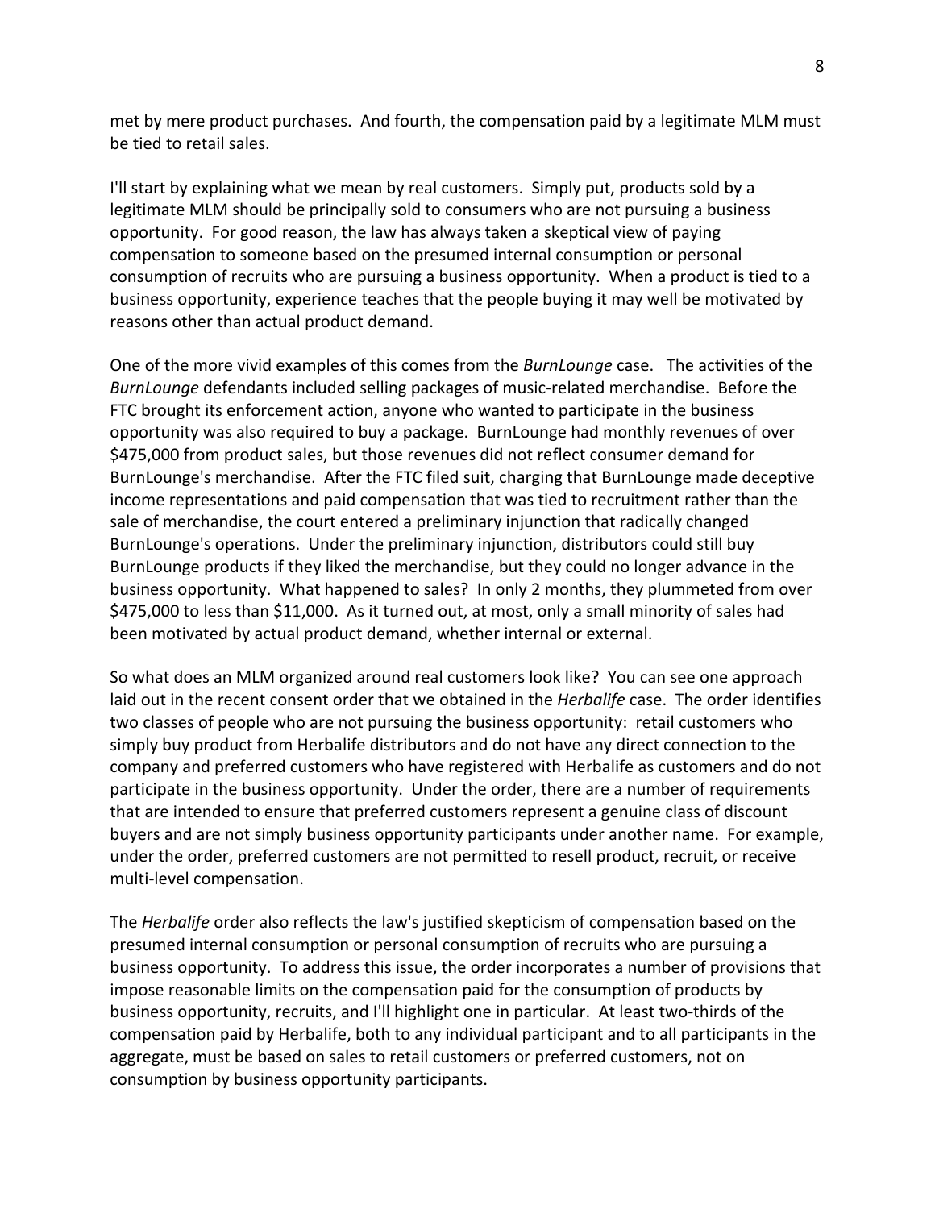met by mere product purchases. And fourth, the compensation paid by a legitimate MLM must be tied to retail sales.

I'll start by explaining what we mean by real customers. Simply put, products sold by a legitimate MLM should be principally sold to consumers who are not pursuing a business opportunity. For good reason, the law has always taken a skeptical view of paying compensation to someone based on the presumed internal consumption or personal consumption of recruits who are pursuing a business opportunity. When a product is tied to a business opportunity, experience teaches that the people buying it may well be motivated by reasons other than actual product demand.

One of the more vivid examples of this comes from the *BurnLounge* case. The activities of the *BurnLounge* defendants included selling packages of music-related merchandise. Before the FTC brought its enforcement action, anyone who wanted to participate in the business opportunity was also required to buy a package. BurnLounge had monthly revenues of over $475,000 from product sales, but those revenues did not reflect consumer demand for BurnLounge's merchandise. After the FTC filed suit, charging that BurnLounge made deceptive income representations and paid compensation that was tied to recruitment rather than the sale of merchandise, the court entered a preliminary injunction that radically changed BurnLounge's operations. Under the preliminary injunction, distributors could still buy BurnLounge products if they liked the merchandise, but they could no longer advance in the business opportunity. What happened to sales? In only 2 months, they plummeted from over $475,000 to less than $11,000. As it turned out, at most, only a small minority of sales had been motivated by actual product demand, whether internal or external.

So what does an MLM organized around real customers look like? You can see one approach laid out in the recent consent order that we obtained in the *Herbalife* case. The order identifies two classes of people who are not pursuing the business opportunity: retail customers who simply buy product from Herbalife distributors and do not have any direct connection to the company and preferred customers who have registered with Herbalife as customers and do not participate in the business opportunity. Under the order, there are a number of requirements that are intended to ensure that preferred customers represent a genuine class of discount buyers and are not simply business opportunity participants under another name. For example, under the order, preferred customers are not permitted to resell product, recruit, or receive multi-level compensation.

The *Herbalife* order also reflects the law's justified skepticism of compensation based on the presumed internal consumption or personal consumption of recruits who are pursuing a business opportunity. To address this issue, the order incorporates a number of provisions that impose reasonable limits on the compensation paid for the consumption of products by business opportunity, recruits, and I'll highlight one in particular. At least two-thirds of the compensation paid by Herbalife, both to any individual participant and to all participants in the aggregate, must be based on sales to retail customers or preferred customers, not on consumption by business opportunity participants.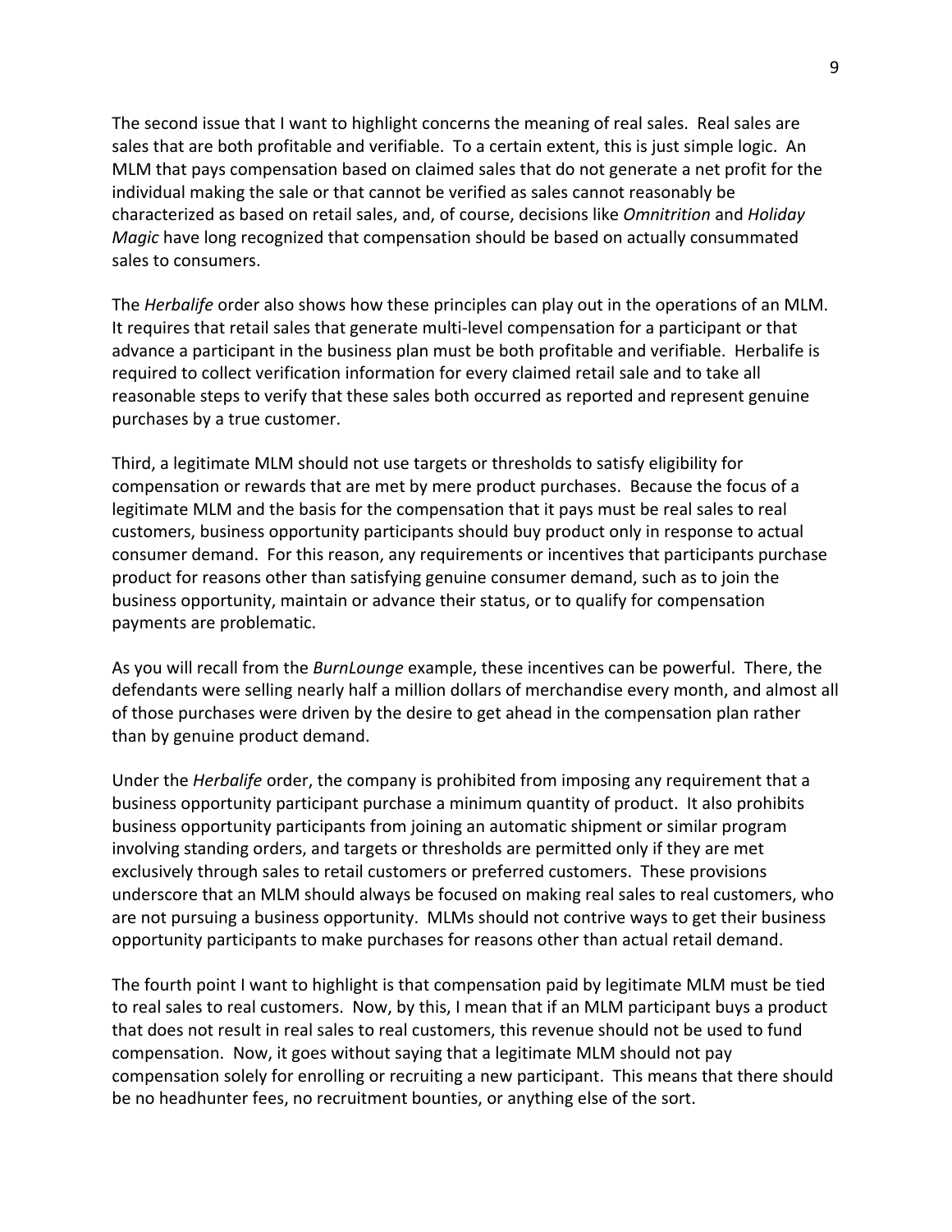The second issue that I want to highlight concerns the meaning of real sales. Real sales are sales that are both profitable and verifiable. To a certain extent, this is just simple logic. An MLM that pays compensation based on claimed sales that do not generate a net profit for the individual making the sale or that cannot be verified as sales cannot reasonably be characterized as based on retail sales, and, of course, decisions like *Omnitrition* and *Holiday Magic* have long recognized that compensation should be based on actually consummated sales to consumers.

The *Herbalife* order also shows how these principles can play out in the operations of an MLM. It requires that retail sales that generate multi-level compensation for a participant or that advance a participant in the business plan must be both profitable and verifiable. Herbalife is required to collect verification information for every claimed retail sale and to take all reasonable steps to verify that these sales both occurred as reported and represent genuine purchases by a true customer.

Third, a legitimate MLM should not use targets or thresholds to satisfy eligibility for compensation or rewards that are met by mere product purchases. Because the focus of a legitimate MLM and the basis for the compensation that it pays must be real sales to real customers, business opportunity participants should buy product only in response to actual consumer demand. For this reason, any requirements or incentives that participants purchase product for reasons other than satisfying genuine consumer demand, such as to join the business opportunity, maintain or advance their status, or to qualify for compensation payments are problematic.

As you will recall from the *BurnLounge* example, these incentives can be powerful. There, the defendants were selling nearly half a million dollars of merchandise every month, and almost all of those purchases were driven by the desire to get ahead in the compensation plan rather than by genuine product demand.

Under the *Herbalife* order, the company is prohibited from imposing any requirement that a business opportunity participant purchase a minimum quantity of product. It also prohibits business opportunity participants from joining an automatic shipment or similar program involving standing orders, and targets or thresholds are permitted only if they are met exclusively through sales to retail customers or preferred customers. These provisions underscore that an MLM should always be focused on making real sales to real customers, who are not pursuing a business opportunity. MLMs should not contrive ways to get their business opportunity participants to make purchases for reasons other than actual retail demand.

The fourth point I want to highlight is that compensation paid by legitimate MLM must be tied to real sales to real customers. Now, by this, I mean that if an MLM participant buys a product that does not result in real sales to real customers, this revenue should not be used to fund compensation. Now, it goes without saying that a legitimate MLM should not pay compensation solely for enrolling or recruiting a new participant. This means that there should be no headhunter fees, no recruitment bounties, or anything else of the sort.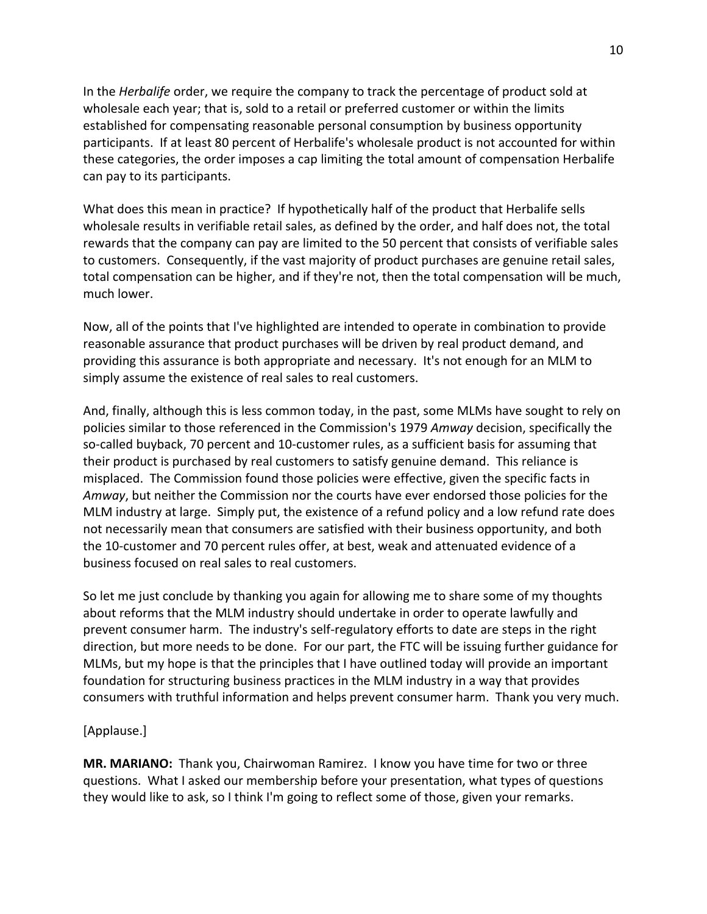In the *Herbalife* order, we require the company to track the percentage of product sold at wholesale each year; that is, sold to a retail or preferred customer or within the limits established for compensating reasonable personal consumption by business opportunity participants. If at least 80 percent of Herbalife's wholesale product is not accounted for within these categories, the order imposes a cap limiting the total amount of compensation Herbalife can pay to its participants.

What does this mean in practice? If hypothetically half of the product that Herbalife sells wholesale results in verifiable retail sales, as defined by the order, and half does not, the total rewards that the company can pay are limited to the 50 percent that consists of verifiable sales to customers. Consequently, if the vast majority of product purchases are genuine retail sales, total compensation can be higher, and if they're not, then the total compensation will be much, much lower.

Now, all of the points that I've highlighted are intended to operate in combination to provide reasonable assurance that product purchases will be driven by real product demand, and providing this assurance is both appropriate and necessary. It's not enough for an MLM to simply assume the existence of real sales to real customers.

And, finally, although this is less common today, in the past, some MLMs have sought to rely on policies similar to those referenced in the Commission's 1979 *Amway* decision, specifically the so-called buyback, 70 percent and 10-customer rules, as a sufficient basis for assuming that their product is purchased by real customers to satisfy genuine demand. This reliance is misplaced. The Commission found those policies were effective, given the specific facts in *Amway*, but neither the Commission nor the courts have ever endorsed those policies for the MLM industry at large. Simply put, the existence of a refund policy and a low refund rate does not necessarily mean that consumers are satisfied with their business opportunity, and both the 10-customer and 70 percent rules offer, at best, weak and attenuated evidence of a business focused on real sales to real customers.

So let me just conclude by thanking you again for allowing me to share some of my thoughts about reforms that the MLM industry should undertake in order to operate lawfully and prevent consumer harm. The industry's self-regulatory efforts to date are steps in the right direction, but more needs to be done. For our part, the FTC will be issuing further guidance for MLMs, but my hope is that the principles that I have outlined today will provide an important foundation for structuring business practices in the MLM industry in a way that provides consumers with truthful information and helps prevent consumer harm. Thank you very much.

[Applause.]

**MR. MARIANO:** Thank you, Chairwoman Ramirez. I know you have time for two or three questions. What I asked our membership before your presentation, what types of questions they would like to ask, so I think I'm going to reflect some of those, given your remarks.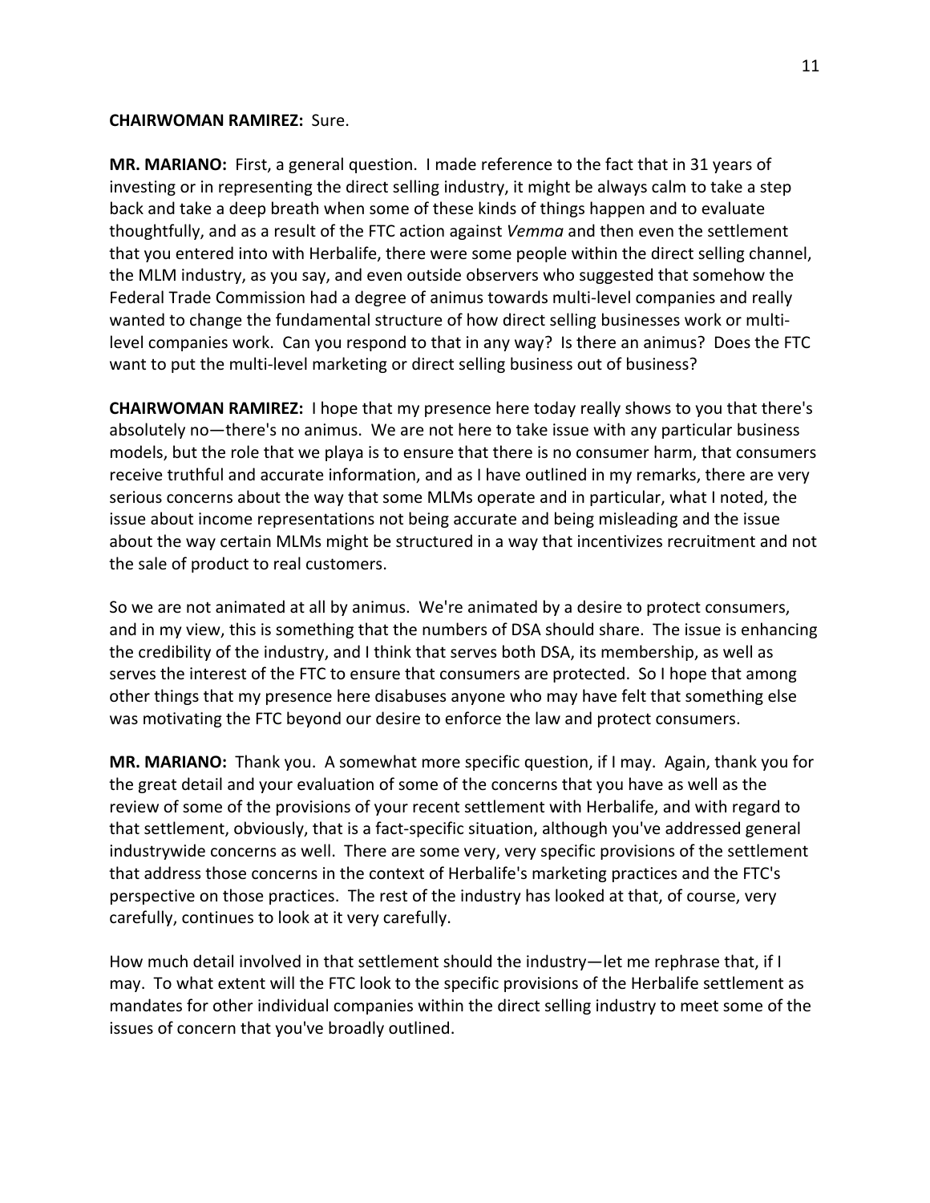**CHAIRWOMAN RAMIREZ:** Sure.

**MR. MARIANO:** First, a general question. I made reference to the fact that in 31 years of investing or in representing the direct selling industry, it might be always calm to take a step back and take a deep breath when some of these kinds of things happen and to evaluate thoughtfully, and as a result of the FTC action against *Vemma* and then even the settlement that you entered into with Herbalife, there were some people within the direct selling channel, the MLM industry, as you say, and even outside observers who suggested that somehow the Federal Trade Commission had a degree of animus towards multi-level companies and really wanted to change the fundamental structure of how direct selling businesses work or multi-level companies work. Can you respond to that in any way? Is there an animus? Does the FTC want to put the multi-level marketing or direct selling business out of business?

**CHAIRWOMAN RAMIREZ:** I hope that my presence here today really shows to you that there's absolutely no—there's no animus. We are not here to take issue with any particular business models, but the role that we playa is to ensure that there is no consumer harm, that consumers receive truthful and accurate information, and as I have outlined in my remarks, there are very serious concerns about the way that some MLMs operate and in particular, what I noted, the issue about income representations not being accurate and being misleading and the issue about the way certain MLMs might be structured in a way that incentivizes recruitment and not the sale of product to real customers.

So we are not animated at all by animus. We're animated by a desire to protect consumers, and in my view, this is something that the numbers of DSA should share. The issue is enhancing the credibility of the industry, and I think that serves both DSA, its membership, as well as serves the interest of the FTC to ensure that consumers are protected. So I hope that among other things that my presence here disabuses anyone who may have felt that something else was motivating the FTC beyond our desire to enforce the law and protect consumers.

**MR. MARIANO:** Thank you. A somewhat more specific question, if I may. Again, thank you for the great detail and your evaluation of some of the concerns that you have as well as the review of some of the provisions of your recent settlement with Herbalife, and with regard to that settlement, obviously, that is a fact-specific situation, although you've addressed general industrywide concerns as well. There are some very, very specific provisions of the settlement that address those concerns in the context of Herbalife's marketing practices and the FTC's perspective on those practices. The rest of the industry has looked at that, of course, very carefully, continues to look at it very carefully.

How much detail involved in that settlement should the industry—let me rephrase that, if I may. To what extent will the FTC look to the specific provisions of the Herbalife settlement as mandates for other individual companies within the direct selling industry to meet some of the issues of concern that you've broadly outlined.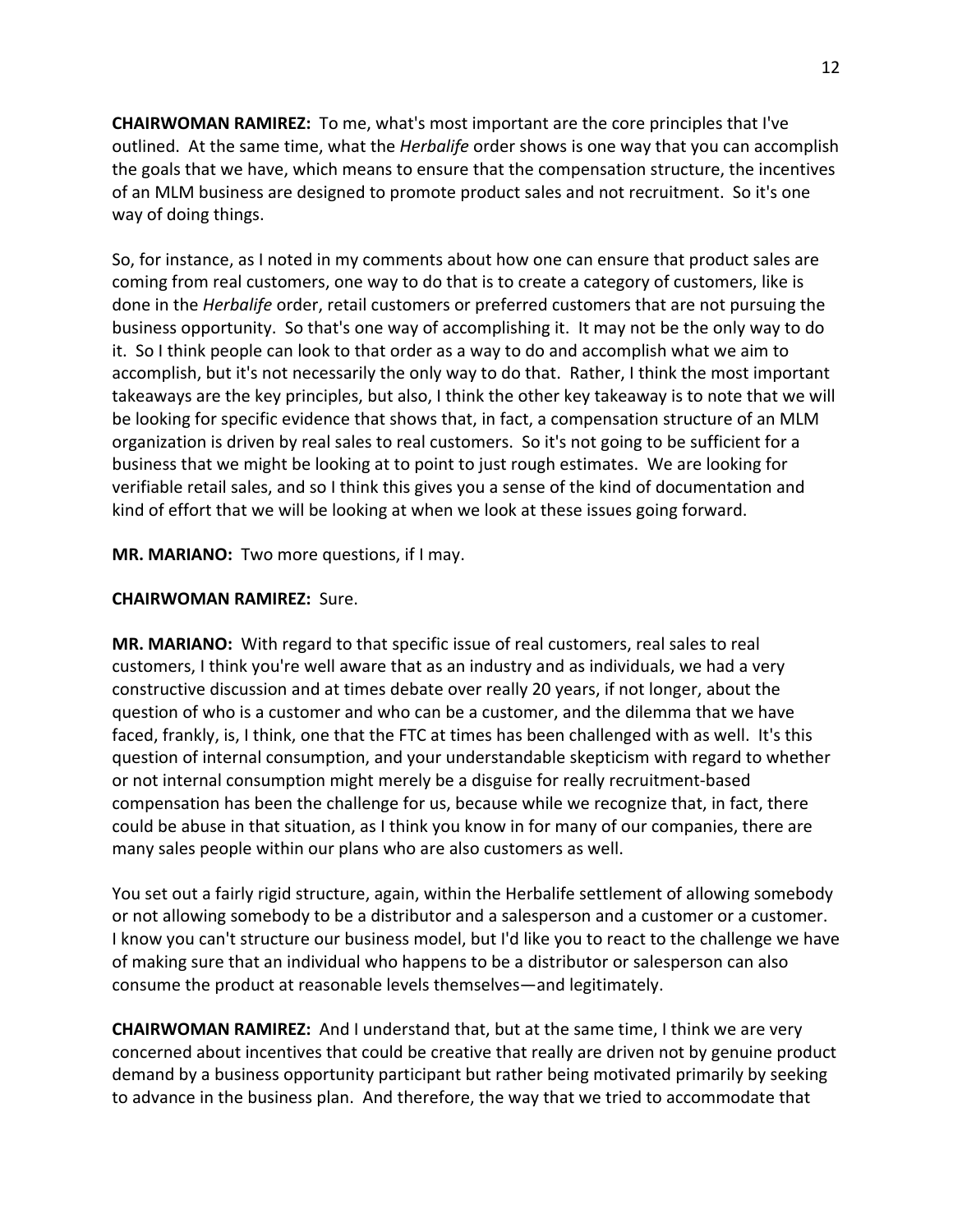**CHAIRWOMAN RAMIREZ:** To me, what's most important are the core principles that I've outlined. At the same time, what the *Herbalife* order shows is one way that you can accomplish the goals that we have, which means to ensure that the compensation structure, the incentives of an MLM business are designed to promote product sales and not recruitment. So it's one way of doing things.

So, for instance, as I noted in my comments about how one can ensure that product sales are coming from real customers, one way to do that is to create a category of customers, like is done in the *Herbalife* order, retail customers or preferred customers that are not pursuing the business opportunity. So that's one way of accomplishing it. It may not be the only way to do it. So I think people can look to that order as a way to do and accomplish what we aim to accomplish, but it's not necessarily the only way to do that. Rather, I think the most important takeaways are the key principles, but also, I think the other key takeaway is to note that we will be looking for specific evidence that shows that, in fact, a compensation structure of an MLM organization is driven by real sales to real customers. So it's not going to be sufficient for a business that we might be looking at to point to just rough estimates. We are looking for verifiable retail sales, and so I think this gives you a sense of the kind of documentation and kind of effort that we will be looking at when we look at these issues going forward.

**MR. MARIANO:** Two more questions, if I may.

**CHAIRWOMAN RAMIREZ:** Sure.

**MR. MARIANO:** With regard to that specific issue of real customers, real sales to real customers, I think you're well aware that as an industry and as individuals, we had a very constructive discussion and at times debate over really 20 years, if not longer, about the question of who is a customer and who can be a customer, and the dilemma that we have faced, frankly, is, I think, one that the FTC at times has been challenged with as well. It's this question of internal consumption, and your understandable skepticism with regard to whether or not internal consumption might merely be a disguise for really recruitment-based compensation has been the challenge for us, because while we recognize that, in fact, there could be abuse in that situation, as I think you know in for many of our companies, there are many sales people within our plans who are also customers as well.

You set out a fairly rigid structure, again, within the Herbalife settlement of allowing somebody or not allowing somebody to be a distributor and a salesperson and a customer or a customer. I know you can't structure our business model, but I'd like you to react to the challenge we have of making sure that an individual who happens to be a distributor or salesperson can also consume the product at reasonable levels themselves—and legitimately.

**CHAIRWOMAN RAMIREZ:** And I understand that, but at the same time, I think we are very concerned about incentives that could be creative that really are driven not by genuine product demand by a business opportunity participant but rather being motivated primarily by seeking to advance in the business plan. And therefore, the way that we tried to accommodate that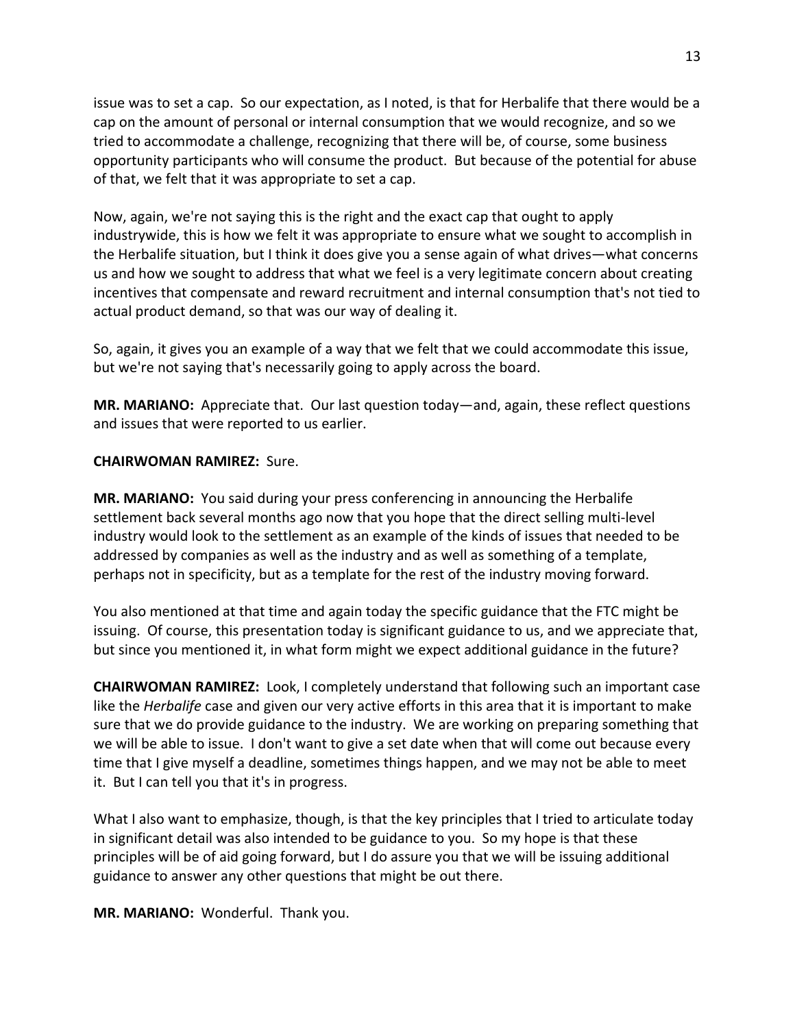issue was to set a cap. So our expectation, as I noted, is that for Herbalife that there would be a cap on the amount of personal or internal consumption that we would recognize, and so we tried to accommodate a challenge, recognizing that there will be, of course, some business opportunity participants who will consume the product. But because of the potential for abuse of that, we felt that it was appropriate to set a cap.

Now, again, we're not saying this is the right and the exact cap that ought to apply industrywide, this is how we felt it was appropriate to ensure what we sought to accomplish in the Herbalife situation, but I think it does give you a sense again of what drives—what concerns us and how we sought to address that what we feel is a very legitimate concern about creating incentives that compensate and reward recruitment and internal consumption that's not tied to actual product demand, so that was our way of dealing it.

So, again, it gives you an example of a way that we felt that we could accommodate this issue, but we're not saying that's necessarily going to apply across the board.

**MR. MARIANO:** Appreciate that. Our last question today—and, again, these reflect questions and issues that were reported to us earlier.

**CHAIRWOMAN RAMIREZ:** Sure.

**MR. MARIANO:** You said during your press conferencing in announcing the Herbalife settlement back several months ago now that you hope that the direct selling multi-level industry would look to the settlement as an example of the kinds of issues that needed to be addressed by companies as well as the industry and as well as something of a template, perhaps not in specificity, but as a template for the rest of the industry moving forward.

You also mentioned at that time and again today the specific guidance that the FTC might be issuing. Of course, this presentation today is significant guidance to us, and we appreciate that, but since you mentioned it, in what form might we expect additional guidance in the future?

**CHAIRWOMAN RAMIREZ:** Look, I completely understand that following such an important case like the *Herbalife* case and given our very active efforts in this area that it is important to make sure that we do provide guidance to the industry. We are working on preparing something that we will be able to issue. I don't want to give a set date when that will come out because every time that I give myself a deadline, sometimes things happen, and we may not be able to meet it. But I can tell you that it's in progress.

What I also want to emphasize, though, is that the key principles that I tried to articulate today in significant detail was also intended to be guidance to you. So my hope is that these principles will be of aid going forward, but I do assure you that we will be issuing additional guidance to answer any other questions that might be out there.

**MR. MARIANO:** Wonderful. Thank you.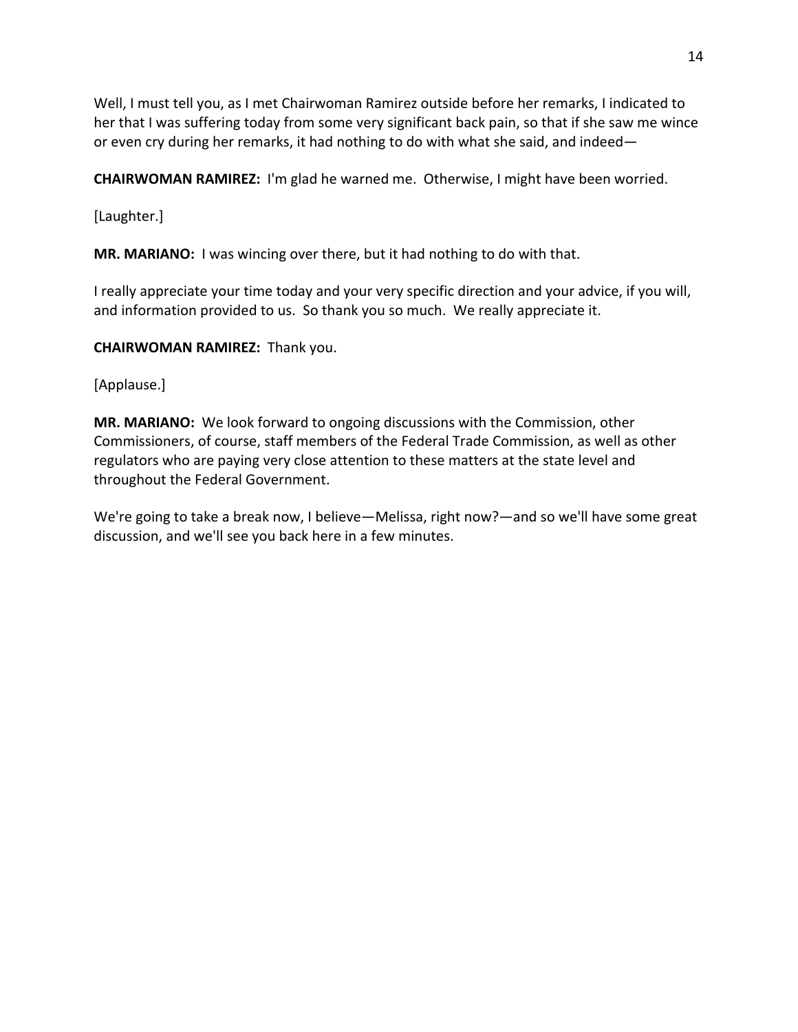Well, I must tell you, as I met Chairwoman Ramirez outside before her remarks, I indicated to her that I was suffering today from some very significant back pain, so that if she saw me wince or even cry during her remarks, it had nothing to do with what she said, and indeed—

**CHAIRWOMAN RAMIREZ:** I'm glad he warned me. Otherwise, I might have been worried.

[Laughter.]

**MR. MARIANO:** I was wincing over there, but it had nothing to do with that.

I really appreciate your time today and your very specific direction and your advice, if you will, and information provided to us. So thank you so much. We really appreciate it.

**CHAIRWOMAN RAMIREZ:** Thank you.

[Applause.]

**MR. MARIANO:** We look forward to ongoing discussions with the Commission, other Commissioners, of course, staff members of the Federal Trade Commission, as well as other regulators who are paying very close attention to these matters at the state level and throughout the Federal Government.

We're going to take a break now, I believe—Melissa, right now?—and so we'll have some great discussion, and we'll see you back here in a few minutes.